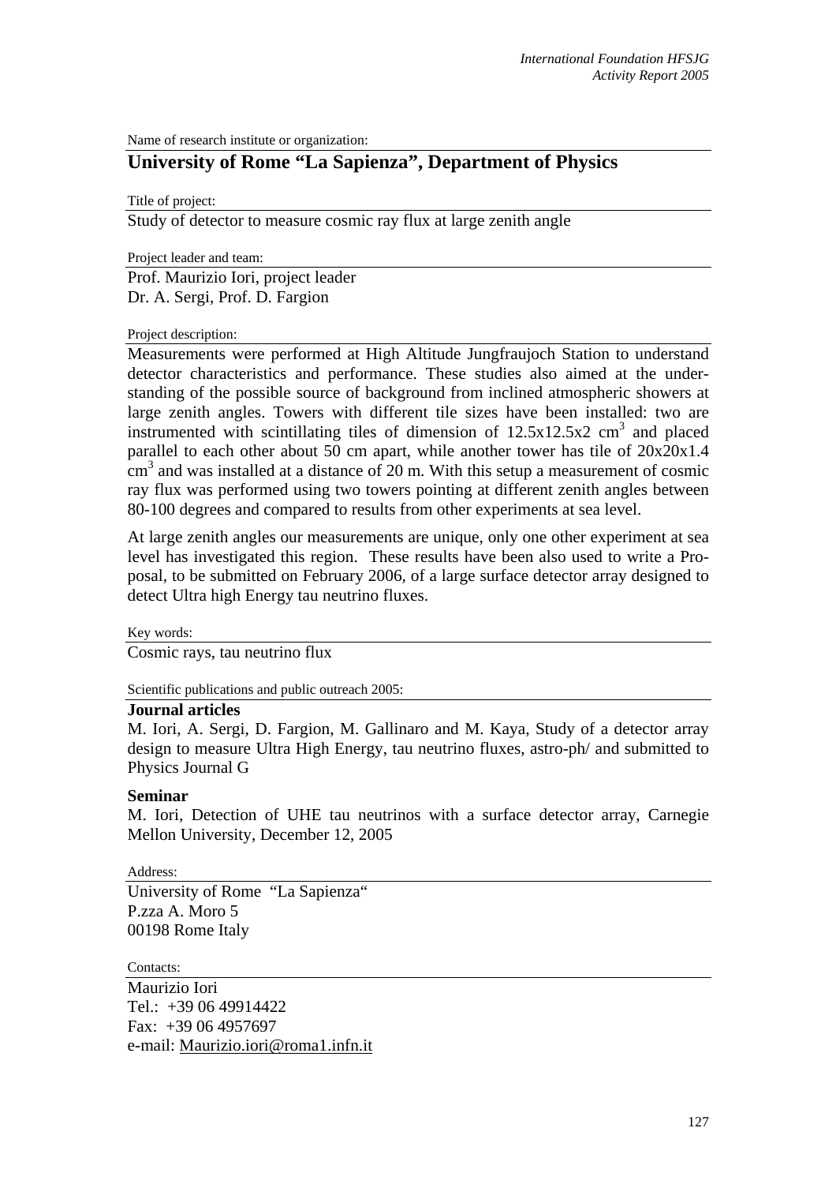Name of research institute or organization:

## University of Rome "La Sapienza", Department of Physics

Title of project:

Study of detector to measure cosmic ray flux at large zenith angle

Project leader and team:

Prof. Maurizio Iori, project leader
Dr. A. Sergi, Prof. D. Fargion

Project description:

Measurements were performed at High Altitude Jungfraujoch Station to understand detector characteristics and performance. These studies also aimed at the understanding of the possible source of background from inclined atmospheric showers at large zenith angles. Towers with different tile sizes have been installed: two are instrumented with scintillating tiles of dimension of 12.5x12.5x2 $cm^3$ and placed parallel to each other about 50 cm apart, while another tower has tile of 20x20x1.4 $cm^3$ and was installed at a distance of 20 m. With this setup a measurement of cosmic ray flux was performed using two towers pointing at different zenith angles between 80-100 degrees and compared to results from other experiments at sea level.

At large zenith angles our measurements are unique, only one other experiment at sea level has investigated this region. These results have been also used to write a Proposal, to be submitted on February 2006, of a large surface detector array designed to detect Ultra high Energy tau neutrino fluxes.

Key words:

Cosmic rays, tau neutrino flux

Scientific publications and public outreach 2005:

**Journal articles**

M. Iori, A. Sergi, D. Fargion, M. Gallinaro and M. Kaya, Study of a detector array design to measure Ultra High Energy, tau neutrino fluxes, astro-ph/ and submitted to Physics Journal G

**Seminar**

M. Iori, Detection of UHE tau neutrinos with a surface detector array, Carnegie Mellon University, December 12, 2005

Address:

University of Rome "La Sapienza"
P.zza A. Moro 5
00198 Rome Italy

Contacts:

Maurizio Iori
Tel.: +39 06 49914422
Fax: +39 06 4957697
e-mail: Maurizio.iori@roma1.infn.it